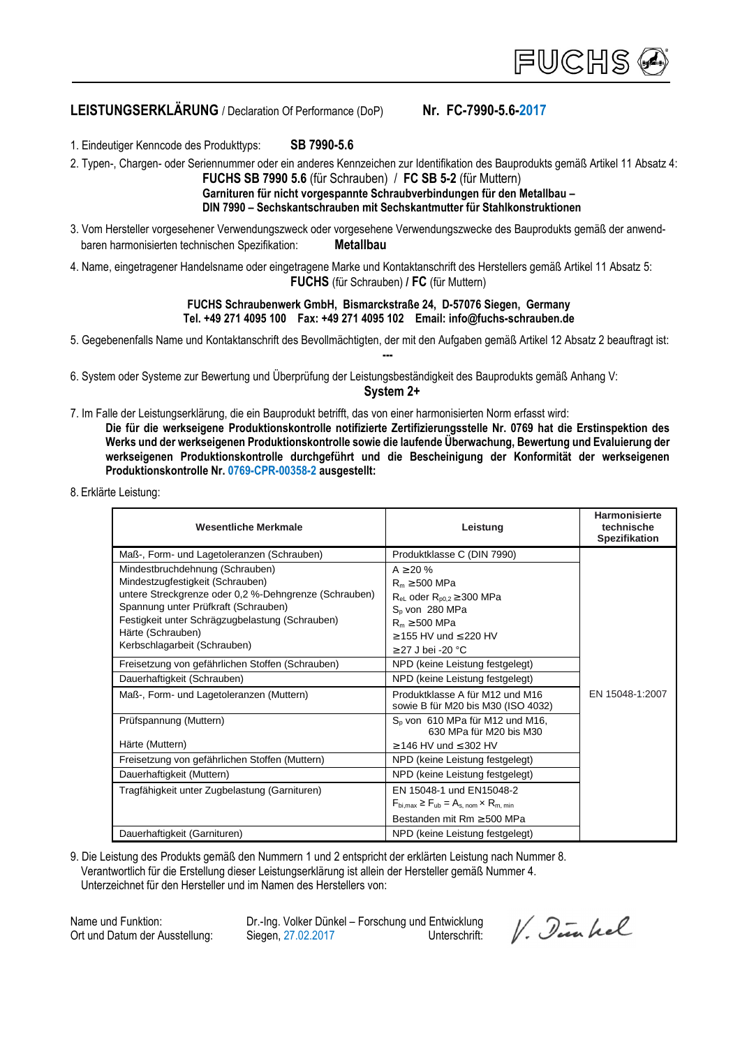FUCHS

## LEISTUNGSERKLÄRUNG / Declaration Of Performance (DoP) Nr. FC-7990-5.6-2017

1. Eindeutiger Kenncode des Produkttyps: **SB 7990-5.6**

2. Typen-, Chargen- oder Seriennummer oder ein anderes Kennzeichen zur Identifikation des Bauprodukts gemäß Artikel 11 Absatz 4:
   **FUCHS SB 7990 5.6** (für Schrauben) / **FC SB 5-2** (für Muttern)
   **Garnituren für nicht vorgespannte Schraubverbindungen für den Metallbau –**
   **DIN 7990 – Sechskantschrauben mit Sechskantmutter für Stahlkonstruktionen**

3. Vom Hersteller vorgesehener Verwendungszweck oder vorgesehene Verwendungszwecke des Bauprodukts gemäß der anwendbaren harmonisierten technischen Spezifikation: **Metallbau**

4. Name, eingetragener Handelsname oder eingetragene Marke und Kontaktanschrift des Herstellers gemäß Artikel 11 Absatz 5:
   **FUCHS** (für Schrauben) **/ FC** (für Muttern)

   **FUCHS Schraubenwerk GmbH, Bismarckstraße 24, D-57076 Siegen, Germany**
   **Tel. +49 271 4095 100 Fax: +49 271 4095 102 Email: info@fuchs-schrauben.de**

5. Gegebenenfalls Name und Kontaktanschrift des Bevollmächtigten, der mit den Aufgaben gemäß Artikel 12 Absatz 2 beauftragt ist:
   **---**

6. System oder Systeme zur Bewertung und Überprüfung der Leistungsbeständigkeit des Bauprodukts gemäß Anhang V:
   **System 2+**

7. Im Falle der Leistungserklärung, die ein Bauprodukt betrifft, das von einer harmonisierten Norm erfasst wird:
   **Die für die werkseigene Produktionskontrolle notifizierte Zertifizierungsstelle Nr. 0769 hat die Erstinspektion des Werks und der werkseigenen Produktionskontrolle sowie die laufende Überwachung, Bewertung und Evaluierung der werkseigenen Produktionskontrolle durchgeführt und die Bescheinigung der Konformität der werkseigenen Produktionskontrolle Nr. 0769-CPR-00358-2 ausgestellt:**

8. Erklärte Leistung:

| Wesentliche Merkmale | Leistung | Harmonisierte technische Spezifikation |
|---|---|---|
| Maß-, Form- und Lagetoleranzen (Schrauben) | Produktklasse C (DIN 7990) | EN 15048-1:2007 |
| Mindestbruchdehnung (Schrauben)<br>Mindestzugfestigkeit (Schrauben)<br>untere Streckgrenze oder 0,2 %-Dehngrenze (Schrauben)<br>Spannung unter Prüfkraft (Schrauben)<br>Festigkeit unter Schrägzugbelastung (Schrauben)<br>Härte (Schrauben)<br>Kerbschlagarbeit (Schrauben) | A ≥20 %<br>$R_m$ ≥500 MPa<br>$R_{eL}$ oder $R_{p0,2}$ ≥300 MPa<br>$S_p$ von 280 MPa<br>$R_m$ ≥500 MPa<br>≥155 HV und ≤220 HV<br>≥27 J bei -20 °C | |
| Freisetzung von gefährlichen Stoffen (Schrauben) | NPD (keine Leistung festgelegt) | |
| Dauerhaftigkeit (Schrauben) | NPD (keine Leistung festgelegt) | |
| Maß-, Form- und Lagetoleranzen (Muttern) | Produktklasse A für M12 und M16 sowie B für M20 bis M30 (ISO 4032) | |
| Prüfspannung (Muttern)<br><br>Härte (Muttern) | $S_p$ von 610 MPa für M12 und M16, 630 MPa für M20 bis M30<br>≥146 HV und ≤302 HV | |
| Freisetzung von gefährlichen Stoffen (Muttern) | NPD (keine Leistung festgelegt) | |
| Dauerhaftigkeit (Muttern) | NPD (keine Leistung festgelegt) | |
| Tragfähigkeit unter Zugbelastung (Garnituren) | EN 15048-1 und EN15048-2<br>$F_{bi,max} \geq F_{ub} = A_{s,\,nom} \times R_{m,\,min}$<br>Bestanden mit Rm ≥500 MPa | |
| Dauerhaftigkeit (Garnituren) | NPD (keine Leistung festgelegt) | |

9. Die Leistung des Produkts gemäß den Nummern 1 und 2 entspricht der erklärten Leistung nach Nummer 8.
   Verantwortlich für die Erstellung dieser Leistungserklärung ist allein der Hersteller gemäß Nummer 4.
   Unterzeichnet für den Hersteller und im Namen des Herstellers von:

Name und Funktion: Dr.-Ing. Volker Dünkel – Forschung und Entwicklung
Ort und Datum der Ausstellung: Siegen, 27.02.2017 Unterschrift: V. Dünkel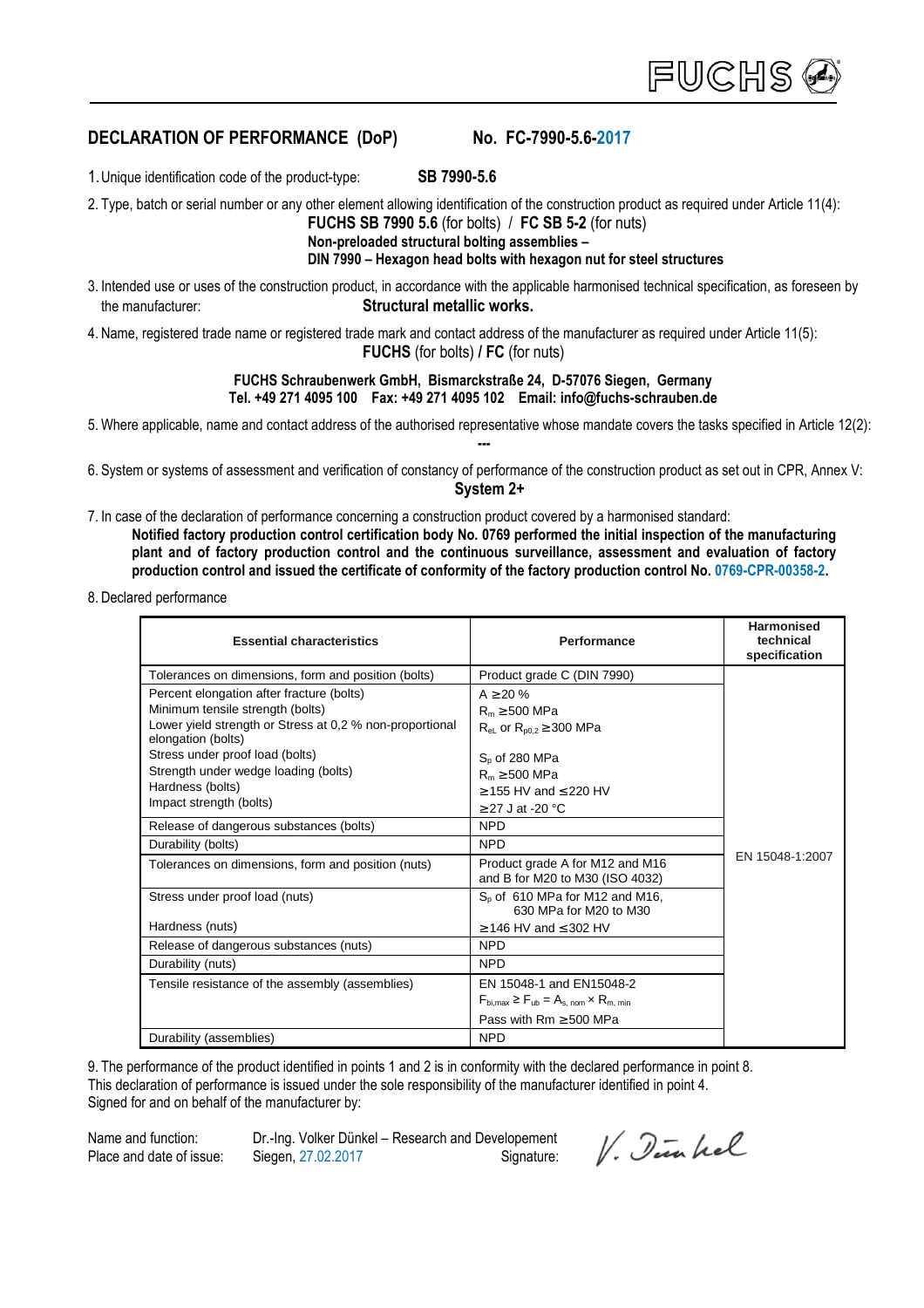FUCHS

## DECLARATION OF PERFORMANCE (DoP) No. FC-7990-5.6-2017

1. Unique identification code of the product-type: **SB 7990-5.6**

2. Type, batch or serial number or any other element allowing identification of the construction product as required under Article 11(4):
   **FUCHS SB 7990 5.6** (for bolts) / **FC SB 5-2** (for nuts)
   **Non-preloaded structural bolting assemblies –**
   **DIN 7990 – Hexagon head bolts with hexagon nut for steel structures**

3. Intended use or uses of the construction product, in accordance with the applicable harmonised technical specification, as foreseen by the manufacturer: **Structural metallic works.**

4. Name, registered trade name or registered trade mark and contact address of the manufacturer as required under Article 11(5):
   **FUCHS** (for bolts) **/ FC** (for nuts)

   **FUCHS Schraubenwerk GmbH, Bismarckstraße 24, D-57076 Siegen, Germany**
   **Tel. +49 271 4095 100 Fax: +49 271 4095 102 Email: info@fuchs-schrauben.de**

5. Where applicable, name and contact address of the authorised representative whose mandate covers the tasks specified in Article 12(2):
   **---**

6. System or systems of assessment and verification of constancy of performance of the construction product as set out in CPR, Annex V:
   **System 2+**

7. In case of the declaration of performance concerning a construction product covered by a harmonised standard:
   **Notified factory production control certification body No. 0769 performed the initial inspection of the manufacturing plant and of factory production control and the continuous surveillance, assessment and evaluation of factory production control and issued the certificate of conformity of the factory production control No. 0769-CPR-00358-2.**

8. Declared performance

| Essential characteristics | Performance | Harmonised technical specification |
|---|---|---|
| Tolerances on dimensions, form and position (bolts) | Product grade C (DIN 7990) | EN 15048-1:2007 |
| Percent elongation after fracture (bolts)<br>Minimum tensile strength (bolts)<br>Lower yield strength or Stress at 0,2 % non-proportional elongation (bolts)<br>Stress under proof load (bolts)<br>Strength under wedge loading (bolts)<br>Hardness (bolts)<br>Impact strength (bolts) | A ≥ 20 %<br>$R_m$ ≥ 500 MPa<br>$R_{eL}$ or $R_{p0,2}$ ≥ 300 MPa<br>$S_p$ of 280 MPa<br>$R_m$ ≥ 500 MPa<br>≥ 155 HV and ≤ 220 HV<br>≥ 27 J at -20 °C | |
| Release of dangerous substances (bolts) | NPD | |
| Durability (bolts) | NPD | |
| Tolerances on dimensions, form and position (nuts) | Product grade A for M12 and M16 and B for M20 to M30 (ISO 4032) | |
| Stress under proof load (nuts)<br>Hardness (nuts) | $S_p$ of 610 MPa for M12 and M16, 630 MPa for M20 to M30<br>≥ 146 HV and ≤ 302 HV | |
| Release of dangerous substances (nuts) | NPD | |
| Durability (nuts) | NPD | |
| Tensile resistance of the assembly (assemblies) | EN 15048-1 and EN15048-2<br>$F_{bi,max} \geq F_{ub} = A_{s,\,nom} \times R_{m,\,min}$<br>Pass with Rm ≥ 500 MPa | |
| Durability (assemblies) | NPD | |

9. The performance of the product identified in points 1 and 2 is in conformity with the declared performance in point 8.
This declaration of performance is issued under the sole responsibility of the manufacturer identified in point 4.
Signed for and on behalf of the manufacturer by:

Name and function: Dr.-Ing. Volker Dünkel – Research and Developement
Place and date of issue: Siegen, 27.02.2017 Signature: V. Dünkel